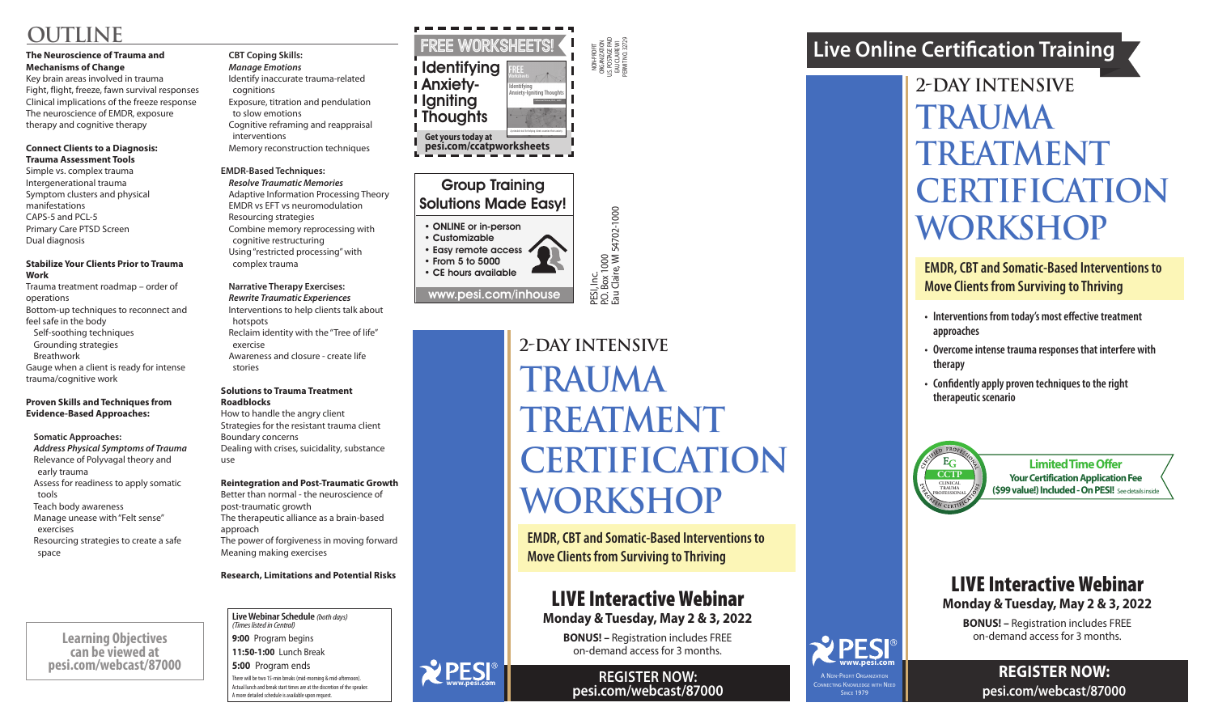# OUTLINE

**The Neuroscience of Trauma and Mechanisms of Change**

Key brain areas involved in trauma
Fight, flight, freeze, fawn survival responses
Clinical implications of the freeze response
The neuroscience of EMDR, exposure therapy and cognitive therapy

**Connect Clients to a Diagnosis: Trauma Assessment Tools**

Simple vs. complex trauma
Intergenerational trauma
Symptom clusters and physical manifestations
CAPS-5 and PCL-5
Primary Care PTSD Screen
Dual diagnosis

**Stabilize Your Clients Prior to Trauma Work**

Trauma treatment roadmap – order of operations
Bottom-up techniques to reconnect and feel safe in the body
- Self-soothing techniques
- Grounding strategies
- Breathwork

Gauge when a client is ready for intense trauma/cognitive work

**Proven Skills and Techniques from Evidence-Based Approaches:**

**Somatic Approaches:**
***Address Physical Symptoms of Trauma***
- Relevance of Polyvagal theory and early trauma
- Assess for readiness to apply somatic tools
- Teach body awareness
- Manage unease with "Felt sense" exercises
- Resourcing strategies to create a safe space

**CBT Coping Skills:**
***Manage Emotions***
- Identify inaccurate trauma-related cognitions
- Exposure, titration and pendulation to slow emotions
- Cognitive reframing and reappraisal interventions
- Memory reconstruction techniques

**EMDR-Based Techniques:**
***Resolve Traumatic Memories***
- Adaptive Information Processing Theory
- EMDR vs EFT vs neuromodulation
- Resourcing strategies
- Combine memory reprocessing with cognitive restructuring
- Using "restricted processing" with complex trauma

**Narrative Therapy Exercises:**
***Rewrite Traumatic Experiences***
- Interventions to help clients talk about hotspots
- Reclaim identity with the "Tree of life" exercise
- Awareness and closure - create life stories

**Solutions to Trauma Treatment Roadblocks**

How to handle the angry client
Strategies for the resistant trauma client
Boundary concerns
Dealing with crises, suicidality, substance use

**Reintegration and Post-Traumatic Growth**

Better than normal - the neuroscience of post-traumatic growth
The therapeutic alliance as a brain-based approach
The power of forgiveness in moving forward
Meaning making exercises

**Research, Limitations and Potential Risks**

**Learning Objectives can be viewed at pesi.com/webcast/87000**

**Live Webinar Schedule** *(both days)*
*(Times listed in Central)*

**9:00** Program begins
**11:50-1:00** Lunch Break
**5:00** Program ends

There will be two 15-min breaks (mid-morning & mid-afternoon). Actual lunch and break start times are at the discretion of the speaker. A more detailed schedule is available upon request.

**FREE WORKSHEETS!**
**Identifying Anxiety-Igniting Thoughts**
Get yours today at **pesi.com/ccatpworksheets**

NON-PROFIT ORGANIZATION U.S. POSTAGE PAID EAU CLAIRE WI PERMIT NO. 32729

**Group Training Solutions Made Easy!**
- ONLINE or in-person
- Customizable
- Easy remote access
- From 5 to 5000
- CE hours available

www.pesi.com/inhouse

PESI, Inc.
P.O. Box 1000
Eau Claire, WI 54702-1000

## 2-DAY INTENSIVE
# TRAUMA TREATMENT CERTIFICATION WORKSHOP

**EMDR, CBT and Somatic-Based Interventions to Move Clients from Surviving to Thriving**

## LIVE Interactive Webinar
**Monday & Tuesday, May 2 & 3, 2022**

**BONUS! –** Registration includes FREE on-demand access for 3 months.

**REGISTER NOW: pesi.com/webcast/87000**

PESI® www.pesi.com

# Live Online Certification Training

## 2-DAY INTENSIVE
# TRAUMA TREATMENT CERTIFICATION WORKSHOP

**EMDR, CBT and Somatic-Based Interventions to Move Clients from Surviving to Thriving**

- **Interventions from today's most effective treatment approaches**
- **Overcome intense trauma responses that interfere with therapy**
- **Confidently apply proven techniques to the right therapeutic scenario**

CERTIFIED CLINICAL TRAUMA PROFESSIONAL – CCTP – EVERGREEN CERTIFICATIONS

**Limited Time Offer**
**Your Certification Application Fee ($99 value!) Included - On PESI!** See details inside

## LIVE Interactive Webinar
**Monday & Tuesday, May 2 & 3, 2022**

**BONUS! –** Registration includes FREE on-demand access for 3 months.

**REGISTER NOW: pesi.com/webcast/87000**

PESI® www.pesi.com
A Non-Profit Organization Connecting Knowledge with Need Since 1979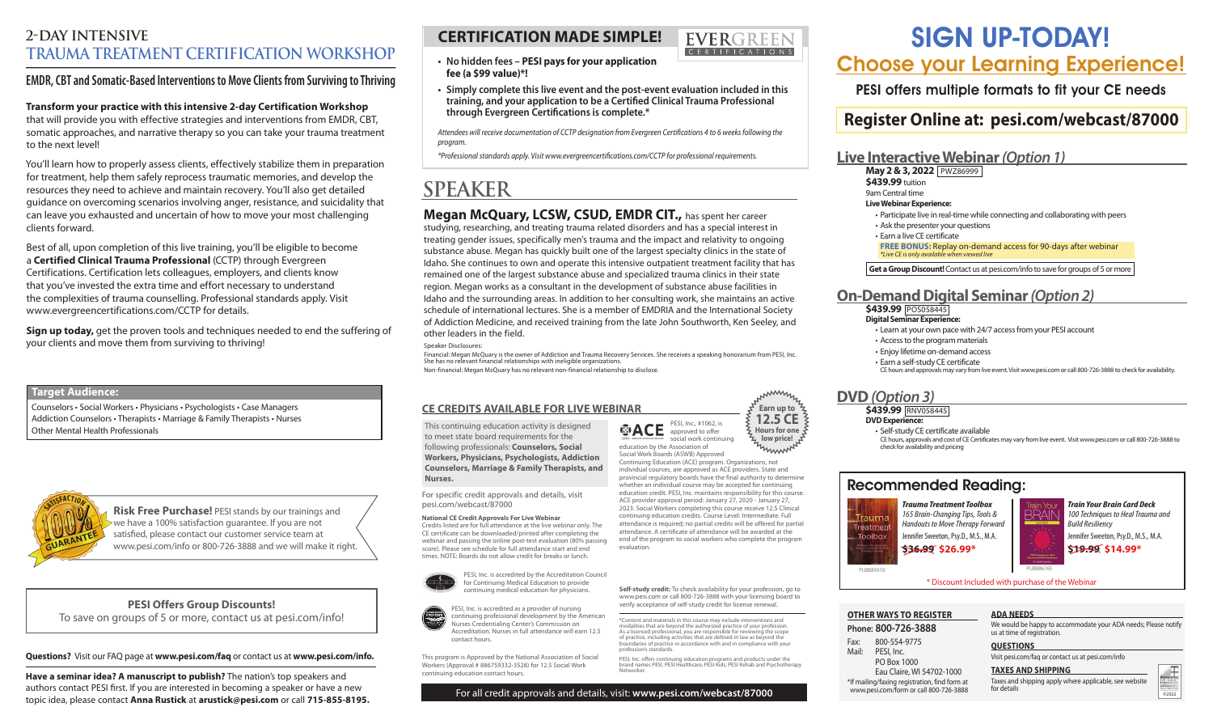## 2-DAY INTENSIVE
## TRAUMA TREATMENT CERTIFICATION WORKSHOP

### EMDR, CBT and Somatic-Based Interventions to Move Clients from Surviving to Thriving

**Transform your practice with this intensive 2-day Certification Workshop** that will provide you with effective strategies and interventions from EMDR, CBT, somatic approaches, and narrative therapy so you can take your trauma treatment to the next level!

You'll learn how to properly assess clients, effectively stabilize them in preparation for treatment, help them safely reprocess traumatic memories, and develop the resources they need to achieve and maintain recovery. You'll also get detailed guidance on overcoming scenarios involving anger, resistance, and suicidality that can leave you exhausted and uncertain of how to move your most challenging clients forward.

Best of all, upon completion of this live training, you'll be eligible to become a **Certified Clinical Trauma Professional** (CCTP) through Evergreen Certifications. Certification lets colleagues, employers, and clients know that you've invested the extra time and effort necessary to understand the complexities of trauma counselling. Professional standards apply. Visit www.evergreencertifications.com/CCTP for details.

**Sign up today,** get the proven tools and techniques needed to end the suffering of your clients and move them from surviving to thriving!

**Target Audience:**

Counselors • Social Workers • Physicians • Psychologists • Case Managers
Addiction Counselors • Therapists • Marriage & Family Therapists • Nurses
Other Mental Health Professionals

**Risk Free Purchase!** PESI stands by our trainings and we have a 100% satisfaction guarantee. If you are not satisfied, please contact our customer service team at www.pesi.com/info or 800-726-3888 and we will make it right.

**PESI Offers Group Discounts!**
To save on groups of 5 or more, contact us at pesi.com/info!

**Questions?** Visit our FAQ page at **www.pesi.com/faq** or contact us at **www.pesi.com/info.**

**Have a seminar idea? A manuscript to publish?** The nation's top speakers and authors contact PESI first. If you are interested in becoming a speaker or have a new topic idea, please contact **Anna Rustick** at **arustick@pesi.com** or call **715-855-8195.**

## CERTIFICATION MADE SIMPLE!

EVERGREEN CERTIFICATIONS

- **No hidden fees – PESI pays for your application fee (a $99 value)*!**
- **Simply complete this live event and the post-event evaluation included in this training, and your application to be a Certified Clinical Trauma Professional through Evergreen Certifications is complete.***

*Attendees will receive documentation of CCTP designation from Evergreen Certifications 4 to 6 weeks following the program.*

*\*Professional standards apply. Visit www.evergreencertifications.com/CCTP for professional requirements.*

## SPEAKER

**Megan McQuary, LCSW, CSUD, EMDR CIT.,** has spent her career studying, researching, and treating trauma related disorders and has a special interest in treating gender issues, specifically men's trauma and the impact and relativity to ongoing substance abuse. Megan has quickly built one of the largest specialty clinics in the state of Idaho. She continues to own and operate this intensive outpatient treatment facility that has remained one of the largest substance abuse and specialized trauma clinics in their state region. Megan works as a consultant in the development of substance abuse facilities in Idaho and the surrounding areas. In addition to her consulting work, she maintains an active schedule of international lectures. She is a member of EMDRIA and the International Society of Addiction Medicine, and received training from the late John Southworth, Ken Seeley, and other leaders in the field.

Speaker Disclosures:
Financial: Megan McQuary is the owner of Addiction and Trauma Recovery Services. She receives a speaking honorarium from PESI, Inc. She has no relevant financial relationships with ineligible organizations.
Non-financial: Megan McQuary has no relevant non-financial relationship to disclose.

### CE CREDITS AVAILABLE FOR LIVE WEBINAR

**Earn up to 12.5 CE Hours for one low price!**

This continuing education activity is designed to meet state board requirements for the following professionals: **Counselors, Social Workers, Physicians, Psychologists, Addiction Counselors, Marriage & Family Therapists, and Nurses.**

For specific credit approvals and details, visit pesi.com/webcast/87000

**National CE Credit Approvals For Live Webinar**
Credits listed are for full attendance at the live webinar only. The CE certificate can be downloaded/printed after completing the webinar and passing the online post-test evaluation (80% passing score). Please see schedule for full attendance start and end times. NOTE: Boards do not allow credit for breaks or lunch.

PESI, Inc., #1062, is approved to offer social work continuing education by the Association of Social Work Boards (ASWB) Approved Continuing Education (ACE) program. Organizations, not individual courses, are approved as ACE providers. State and provincial regulatory boards have the final authority to determine whether an individual course may be accepted for continuing education credit. PESI, Inc. maintains responsibility for this course. ACE provider approval period: January 27, 2020 - January 27, 2023. Social Workers completing this course receive 12.5 Clinical continuing education credits. Course Level: Intermediate. Full attendance is required; no partial credits will be offered for partial attendance. A certificate of attendance will be awarded at the end of the program to social workers who complete the program evaluation.

PESI, Inc. is accredited by the Accreditation Council for Continuing Medical Education to provide continuing medical education for physicians.

PESI, Inc. is accredited as a provider of nursing continuing professional development by the American Nurses Credentialing Center's Commission on Accreditation. Nurses in full attendance will earn 12.5 contact hours.

This program is Approved by the National Association of Social Workers (Approval # 886759332-3528) for 12.5 Social Work continuing education contact hours.

**Self-study credit:** To check availability for your profession, go to www.pesi.com or call 800-726-3888 with your licensing board to verify acceptance of self-study credit for license renewal.

\*Content and materials in this course may include interventions and modalities that are beyond the authorized practice of your profession. As a licensed professional, you are responsible for reviewing the scope of practice, including activities that are defined in law as beyond the boundaries of practice in accordance with and in compliance with your profession's standards.

PESI, Inc. offers continuing education programs and products under the brand names PESI, PESI Healthcare, PESI Kids, PESI Rehab and Psychotherapy Networker.

For all credit approvals and details, visit: **www.pesi.com/webcast/87000**

# SIGN UP-TODAY!
## Choose your Learning Experience!

**PESI offers multiple formats to fit your CE needs**

## Register Online at: pesi.com/webcast/87000

### Live Interactive Webinar *(Option 1)*

**May 2 & 3, 2022** PWZ86999
**$439.99** tuition
9am Central time

**Live Webinar Experience:**
- Participate live in real-time while connecting and collaborating with peers
- Ask the presenter your questions
- Earn a live CE certificate

**FREE BONUS:** Replay on-demand access for 90-days after webinar
*\*Live CE is only available when viewed live*

**Get a Group Discount!** Contact us at pesi.com/info to save for groups of 5 or more

### On-Demand Digital Seminar *(Option 2)*

**$439.99** POS058445
**Digital Seminar Experience:**
- Learn at your own pace with 24/7 access from your PESI account
- Access to the program materials
- Enjoy lifetime on-demand access
- Earn a self-study CE certificate

CE hours and approvals may vary from live event. Visit www.pesi.com or call 800-726-3888 to check for availability.

### DVD *(Option 3)*

**$439.99** RNV058445
**DVD Experience:**
- Self-study CE certificate available

CE hours, approvals and cost of CE Certificates may vary from live event. Visit www.pesi.com or call 800-726-3888 to check for availability and pricing

### Recommended Reading:

***Trauma Treatment Toolbox***
*165 Brain-Changing Tips, Tools & Handouts to Move Therapy Forward*
Jennifer Sweeton, Psy.D., M.S., M.A.
~~$36.99~~ **$26.99***
PUB085910

***Train Your Brain Card Deck***
*100 Techniques to Heal Trauma and Build Resiliency*
Jennifer Sweeton, Psy.D., M.S., M.A.
~~$19.99~~ **$14.99***
PUB086765

\* Discount Included with purchase of the Webinar

**OTHER WAYS TO REGISTER**

**Phone: 800-726-3888**
Fax: 800-554-9775
Mail: PESI, Inc.
PO Box 1000
Eau Claire, WI 54702-1000

\*If mailing/faxing registration, find form at www.pesi.com/form or call 800-726-3888

**ADA NEEDS**
We would be happy to accommodate your ADA needs; Please notify us at time of registration.

**QUESTIONS**
Visit pesi.com/faq or contact us at pesi.com/info

**TAXES AND SHIPPING**
Taxes and shipping apply where applicable, see website for details

©2022